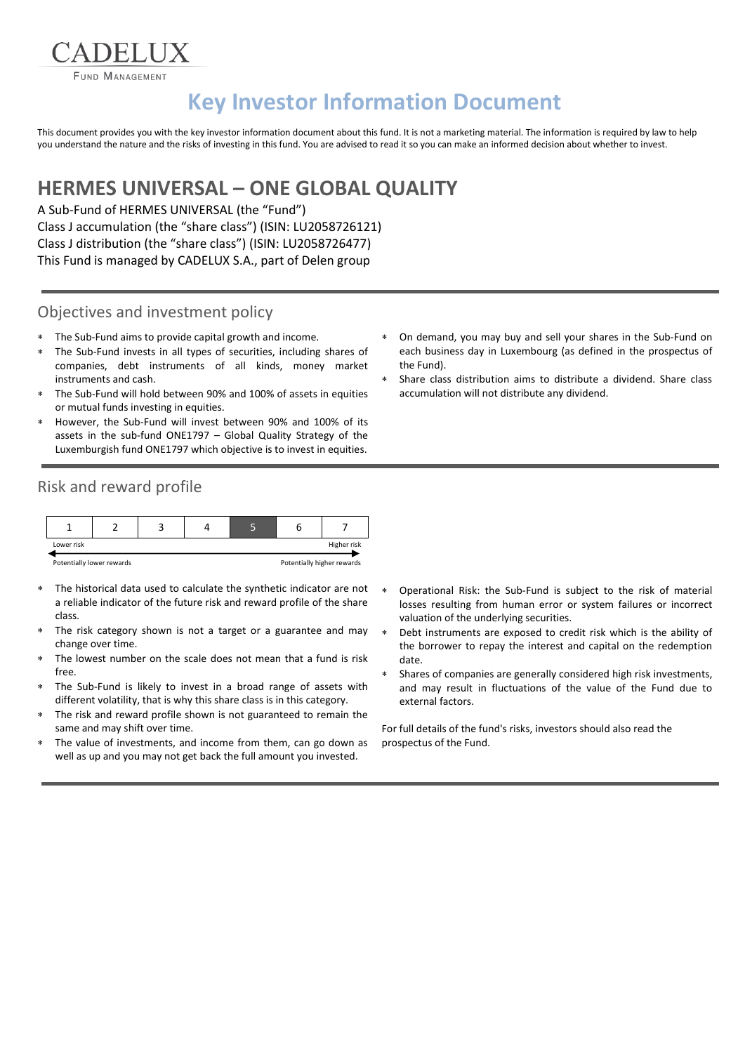CADELUX
FUND MANAGEMENT

# Key Investor Information Document

This document provides you with the key investor information document about this fund. It is not a marketing material. The information is required by law to help you understand the nature and the risks of investing in this fund. You are advised to read it so you can make an informed decision about whether to invest.

## HERMES UNIVERSAL – ONE GLOBAL QUALITY

A Sub-Fund of HERMES UNIVERSAL (the "Fund")
Class J accumulation (the "share class") (ISIN: LU2058726121)
Class J distribution (the "share class") (ISIN: LU2058726477)
This Fund is managed by CADELUX S.A., part of Delen group

### Objectives and investment policy

- The Sub-Fund aims to provide capital growth and income.
- The Sub-Fund invests in all types of securities, including shares of companies, debt instruments of all kinds, money market instruments and cash.
- The Sub-Fund will hold between 90% and 100% of assets in equities or mutual funds investing in equities.
- However, the Sub-Fund will invest between 90% and 100% of its assets in the sub-fund ONE1797 – Global Quality Strategy of the Luxemburgish fund ONE1797 which objective is to invest in equities.
- On demand, you may buy and sell your shares in the Sub-Fund on each business day in Luxembourg (as defined in the prospectus of the Fund).
- Share class distribution aims to distribute a dividend. Share class accumulation will not distribute any dividend.

### Risk and reward profile

| 1 | 2 | 3 | 4 | **5** | 6 | 7 |
|---|---|---|---|---|---|---|

Lower risk — Higher risk

Potentially lower rewards — Potentially higher rewards

- The historical data used to calculate the synthetic indicator are not a reliable indicator of the future risk and reward profile of the share class.
- The risk category shown is not a target or a guarantee and may change over time.
- The lowest number on the scale does not mean that a fund is risk free.
- The Sub-Fund is likely to invest in a broad range of assets with different volatility, that is why this share class is in this category.
- The risk and reward profile shown is not guaranteed to remain the same and may shift over time.
- The value of investments, and income from them, can go down as well as up and you may not get back the full amount you invested.
- Operational Risk: the Sub-Fund is subject to the risk of material losses resulting from human error or system failures or incorrect valuation of the underlying securities.
- Debt instruments are exposed to credit risk which is the ability of the borrower to repay the interest and capital on the redemption date.
- Shares of companies are generally considered high risk investments, and may result in fluctuations of the value of the Fund due to external factors.

For full details of the fund's risks, investors should also read the prospectus of the Fund.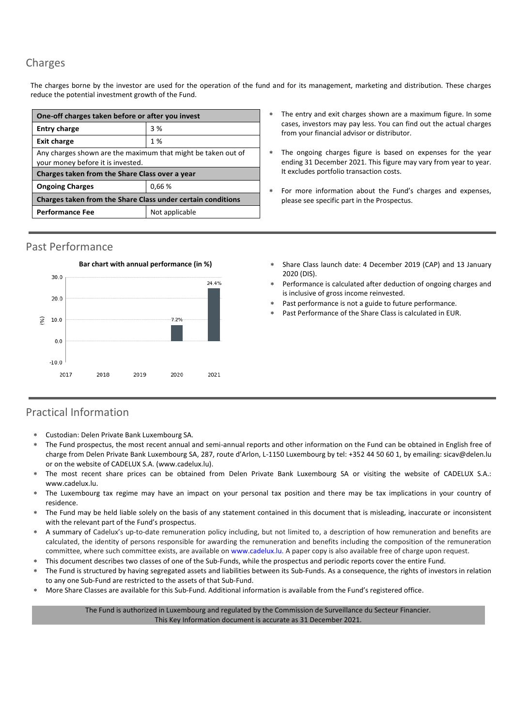## Charges

The charges borne by the investor are used for the operation of the fund and for its management, marketing and distribution. These charges reduce the potential investment growth of the Fund.

| **One-off charges taken before or after you invest** | |
|---|---|
| **Entry charge** | 3 % |
| **Exit charge** | 1 % |
| Any charges shown are the maximum that might be taken out of your money before it is invested. | |
| **Charges taken from the Share Class over a year** | |
| **Ongoing Charges** | 0,66 % |
| **Charges taken from the Share Class under certain conditions** | |
| **Performance Fee** | Not applicable |

- The entry and exit charges shown are a maximum figure. In some cases, investors may pay less. You can find out the actual charges from your financial advisor or distributor.
- The ongoing charges figure is based on expenses for the year ending 31 December 2021. This figure may vary from year to year. It excludes portfolio transaction costs.
- For more information about the Fund's charges and expenses, please see specific part in the Prospectus.

## Past Performance

**Bar chart with annual performance (in %)**

(%)

30.0
20.0
10.0
0.0
-10.0

2017 2018 2019 2020 2021

7.2%
24.4%

- Share Class launch date: 4 December 2019 (CAP) and 13 January 2020 (DIS).
- Performance is calculated after deduction of ongoing charges and is inclusive of gross income reinvested.
- Past performance is not a guide to future performance.
- Past Performance of the Share Class is calculated in EUR.

## Practical Information

- Custodian: Delen Private Bank Luxembourg SA.
- The Fund prospectus, the most recent annual and semi-annual reports and other information on the Fund can be obtained in English free of charge from Delen Private Bank Luxembourg SA, 287, route d'Arlon, L-1150 Luxembourg by tel: +352 44 50 60 1, by emailing: sicav@delen.lu or on the website of CADELUX S.A. (www.cadelux.lu).
- The most recent share prices can be obtained from Delen Private Bank Luxembourg SA or visiting the website of CADELUX S.A.: www.cadelux.lu.
- The Luxembourg tax regime may have an impact on your personal tax position and there may be tax implications in your country of residence.
- The Fund may be held liable solely on the basis of any statement contained in this document that is misleading, inaccurate or inconsistent with the relevant part of the Fund's prospectus.
- A summary of Cadelux's up-to-date remuneration policy including, but not limited to, a description of how remuneration and benefits are calculated, the identity of persons responsible for awarding the remuneration and benefits including the composition of the remuneration committee, where such committee exists, are available on www.cadelux.lu. A paper copy is also available free of charge upon request.
- This document describes two classes of one of the Sub-Funds, while the prospectus and periodic reports cover the entire Fund.
- The Fund is structured by having segregated assets and liabilities between its Sub-Funds. As a consequence, the rights of investors in relation to any one Sub-Fund are restricted to the assets of that Sub-Fund.
- More Share Classes are available for this Sub-Fund. Additional information is available from the Fund's registered office.

The Fund is authorized in Luxembourg and regulated by the Commission de Surveillance du Secteur Financier.
This Key Information document is accurate as 31 December 2021.